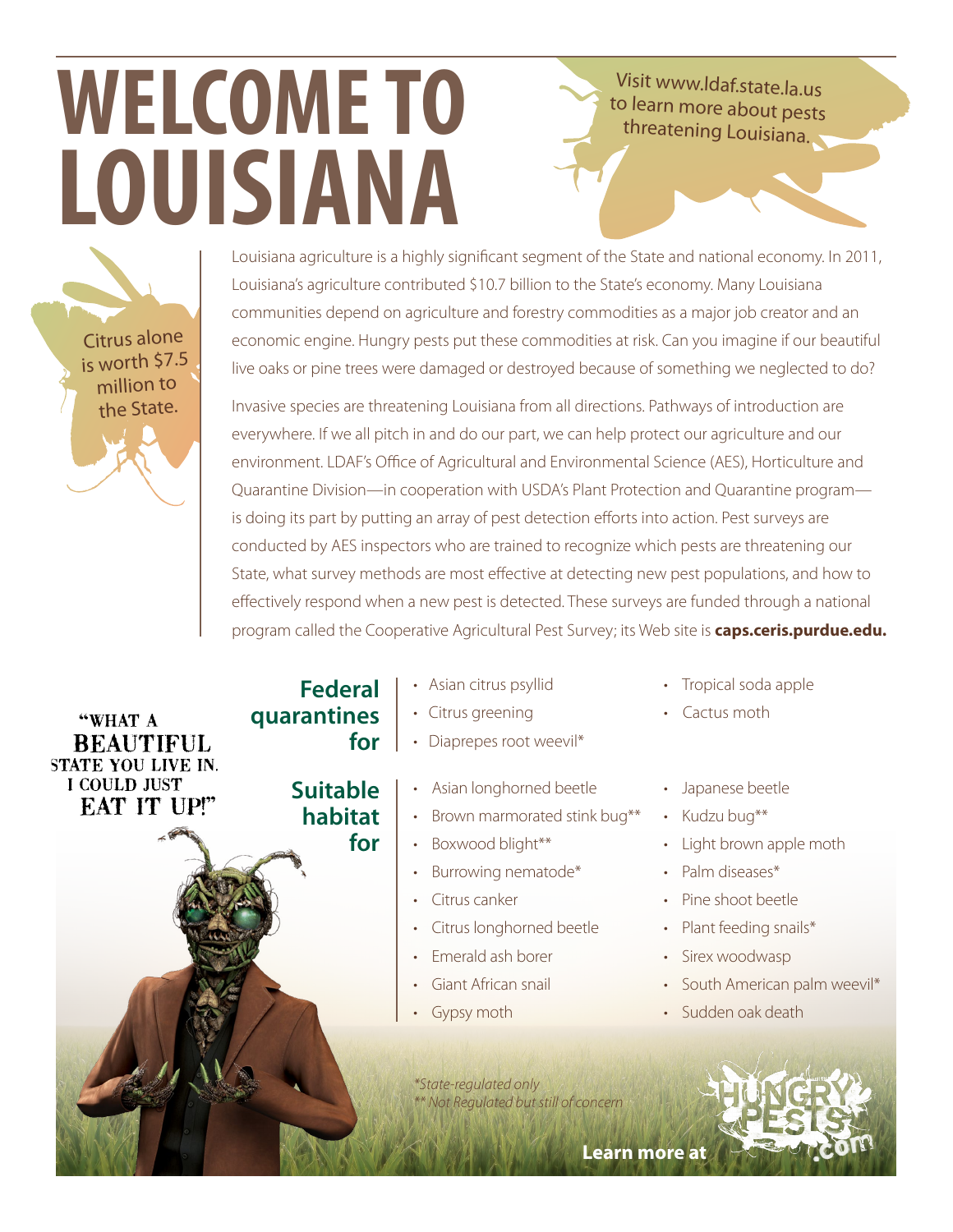# WELCOME TO LOUISIANA

Visit www.ldaf.state.la.us to learn more about pests threatening Louisiana.

Citrus alone is worth $7.5 million to the State.

Louisiana agriculture is a highly significant segment of the State and national economy. In 2011, Louisiana's agriculture contributed $10.7 billion to the State's economy. Many Louisiana communities depend on agriculture and forestry commodities as a major job creator and an economic engine. Hungry pests put these commodities at risk. Can you imagine if our beautiful live oaks or pine trees were damaged or destroyed because of something we neglected to do?

Invasive species are threatening Louisiana from all directions. Pathways of introduction are everywhere. If we all pitch in and do our part, we can help protect our agriculture and our environment. LDAF's Office of Agricultural and Environmental Science (AES), Horticulture and Quarantine Division—in cooperation with USDA's Plant Protection and Quarantine program—is doing its part by putting an array of pest detection efforts into action. Pest surveys are conducted by AES inspectors who are trained to recognize which pests are threatening our State, what survey methods are most effective at detecting new pest populations, and how to effectively respond when a new pest is detected. These surveys are funded through a national program called the Cooperative Agricultural Pest Survey; its Web site is **caps.ceris.purdue.edu.**

"WHAT A BEAUTIFUL STATE YOU LIVE IN. I COULD JUST EAT IT UP!"

## Federal quarantines for

- Asian citrus psyllid
- Citrus greening
- Diaprepes root weevil*
- Tropical soda apple
- Cactus moth

## Suitable habitat for

- Asian longhorned beetle
- Brown marmorated stink bug**
- Boxwood blight**
- Burrowing nematode*
- Citrus canker
- Citrus longhorned beetle
- Emerald ash borer
- Giant African snail
- Gypsy moth
- Japanese beetle
- Kudzu bug**
- Light brown apple moth
- Palm diseases*
- Pine shoot beetle
- Plant feeding snails*
- Sirex woodwasp
- South American palm weevil*
- Sudden oak death

*\*State-regulated only*

*\*\* Not Regulated but still of concern*

**Learn more at** HUNGRYPESTS.com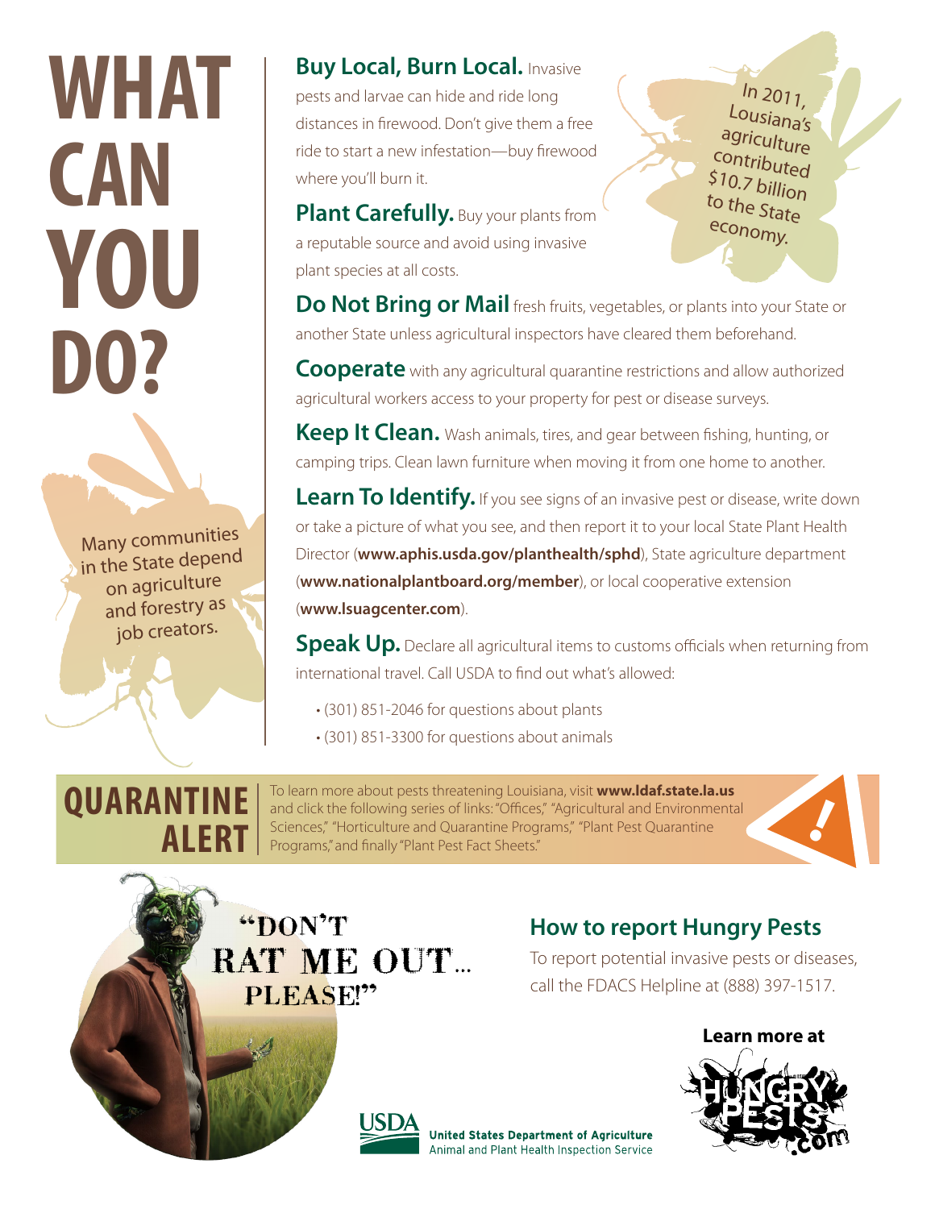# WHAT CAN YOU DO?

Many communities in the State depend on agriculture and forestry as job creators.

In 2011, Lousiana's agriculture contributed $10.7 billion to the State economy.

**Buy Local, Burn Local.** Invasive pests and larvae can hide and ride long distances in firewood. Don't give them a free ride to start a new infestation—buy firewood where you'll burn it.

**Plant Carefully.** Buy your plants from a reputable source and avoid using invasive plant species at all costs.

**Do Not Bring or Mail** fresh fruits, vegetables, or plants into your State or another State unless agricultural inspectors have cleared them beforehand.

**Cooperate** with any agricultural quarantine restrictions and allow authorized agricultural workers access to your property for pest or disease surveys.

**Keep It Clean.** Wash animals, tires, and gear between fishing, hunting, or camping trips. Clean lawn furniture when moving it from one home to another.

**Learn To Identify.** If you see signs of an invasive pest or disease, write down or take a picture of what you see, and then report it to your local State Plant Health Director (**www.aphis.usda.gov/planthealth/sphd**), State agriculture department (**www.nationalplantboard.org/member**), or local cooperative extension (**www.lsuagcenter.com**).

**Speak Up.** Declare all agricultural items to customs officials when returning from international travel. Call USDA to find out what's allowed:

- (301) 851-2046 for questions about plants
- (301) 851-3300 for questions about animals

## QUARANTINE ALERT

To learn more about pests threatening Louisiana, visit **www.ldaf.state.la.us** and click the following series of links: "Offices," "Agricultural and Environmental Sciences," "Horticulture and Quarantine Programs," "Plant Pest Quarantine Programs," and finally "Plant Pest Fact Sheets."

"DON'T RAT ME OUT... PLEASE!"

## How to report Hungry Pests

To report potential invasive pests or diseases, call the FDACS Helpline at (888) 397-1517.

**Learn more at**

HUNGRYPESTS.com

USDA United States Department of Agriculture
Animal and Plant Health Inspection Service